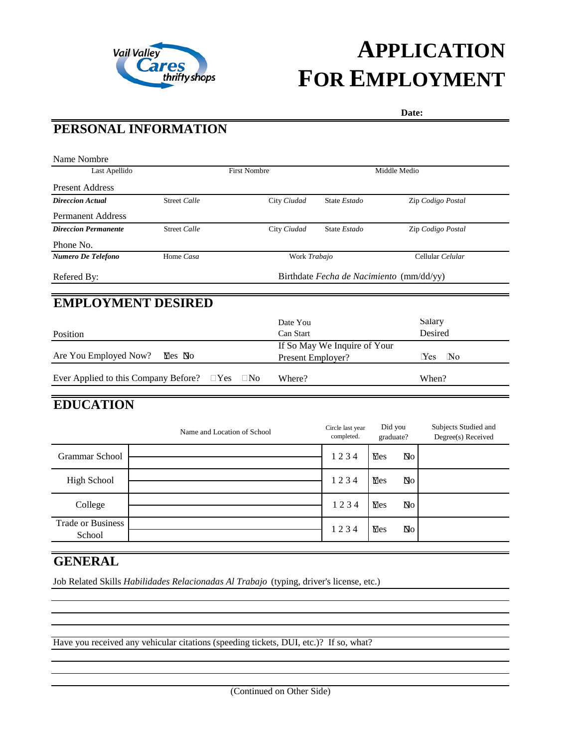Vail Valley Cares thrifty shops

# APPLICATION FOR EMPLOYMENT

**Date:**

## PERSONAL INFORMATION

Name Nombre

| Last Apellido | First Nombre | Middle Medio |
|---|---|---|

Present Address

| ***Direccion Actual*** | Street *Calle* | City *Ciudad* | State *Estado* | Zip *Codigo Postal* |
|---|---|---|---|---|

Permanent Address

| ***Direccion Permanente*** | Street *Calle* | City *Ciudad* | State *Estado* | Zip *Codigo Postal* |
|---|---|---|---|---|

Phone No.

| ***Numero De Telefono*** | Home *Casa* | Work *Trabajo* | Cellular *Celular* |
|---|---|---|---|

Refered By: Birthdate *Fecha de Nacimiento* (mm/dd/yy)

## EMPLOYMENT DESIRED

Position | Date You Can Start | Salary Desired

Are You Employed Now? ☐Yes ☐No | If So May We Inquire of Your Present Employer? ☐Yes ☐No

Ever Applied to this Company Before? ☐Yes ☐No | Where? | When?

## EDUCATION

| | Name and Location of School | Circle last year completed. | Did you graduate? | | Subjects Studied and Degree(s) Received |
|---|---|---|---|---|---|
| Grammar School | | 1 2 3 4 | ☐Yes | ☐No | |
| High School | | 1 2 3 4 | ☐Yes | ☐No | |
| College | | 1 2 3 4 | ☐Yes | ☐No | |
| Trade or Business School | | 1 2 3 4 | ☐Yes | ☐No | |

## GENERAL

Job Related Skills *Habilidades Relacionadas Al Trabajo* (typing, driver's license, etc.)

Have you received any vehicular citations (speeding tickets, DUI, etc.)? If so, what?

(Continued on Other Side)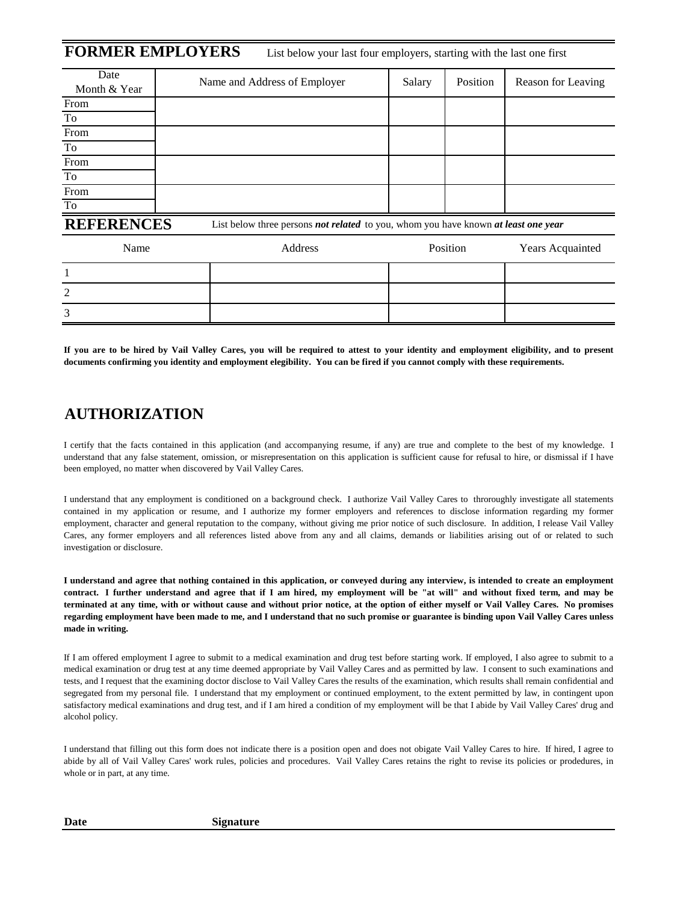## FORMER EMPLOYERS

List below your last four employers, starting with the last one first

| Date Month & Year | Name and Address of Employer | Salary | Position | Reason for Leaving |
|---|---|---|---|---|
| From | | | | |
| To | | | | |
| From | | | | |
| To | | | | |
| From | | | | |
| To | | | | |
| From | | | | |
| To | | | | |

## REFERENCES

List below three persons ***not related*** to you, whom you have known ***at least one year***

| Name | Address | Position | Years Acquainted |
|---|---|---|---|
| 1 | | | |
| 2 | | | |
| 3 | | | |

**If you are to be hired by Vail Valley Cares, you will be required to attest to your identity and employment eligibility, and to present documents confirming you identity and employment elegibility. You can be fired if you cannot comply with these requirements.**

## AUTHORIZATION

I certify that the facts contained in this application (and accompanying resume, if any) are true and complete to the best of my knowledge. I understand that any false statement, omission, or misrepresentation on this application is sufficient cause for refusal to hire, or dismissal if I have been employed, no matter when discovered by Vail Valley Cares.

I understand that any employment is conditioned on a background check. I authorize Vail Valley Cares to throroughly investigate all statements contained in my application or resume, and I authorize my former employers and references to disclose information regarding my former employment, character and general reputation to the company, without giving me prior notice of such disclosure. In addition, I release Vail Valley Cares, any former employers and all references listed above from any and all claims, demands or liabilities arising out of or related to such investigation or disclosure.

**I understand and agree that nothing contained in this application, or conveyed during any interview, is intended to create an employment contract. I further understand and agree that if I am hired, my employment will be "at will" and without fixed term, and may be terminated at any time, with or without cause and without prior notice, at the option of either myself or Vail Valley Cares. No promises regarding employment have been made to me, and I understand that no such promise or guarantee is binding upon Vail Valley Cares unless made in writing.**

If I am offered employment I agree to submit to a medical examination and drug test before starting work. If employed, I also agree to submit to a medical examination or drug test at any time deemed appropriate by Vail Valley Cares and as permitted by law. I consent to such examinations and tests, and I request that the examining doctor disclose to Vail Valley Cares the results of the examination, which results shall remain confidential and segregated from my personal file. I understand that my employment or continued employment, to the extent permitted by law, in contingent upon satisfactory medical examinations and drug test, and if I am hired a condition of my employment will be that I abide by Vail Valley Cares' drug and alcohol policy.

I understand that filling out this form does not indicate there is a position open and does not obigate Vail Valley Cares to hire. If hired, I agree to abide by all of Vail Valley Cares' work rules, policies and procedures. Vail Valley Cares retains the right to revise its policies or prodedures, in whole or in part, at any time.

**Date** **Signature**